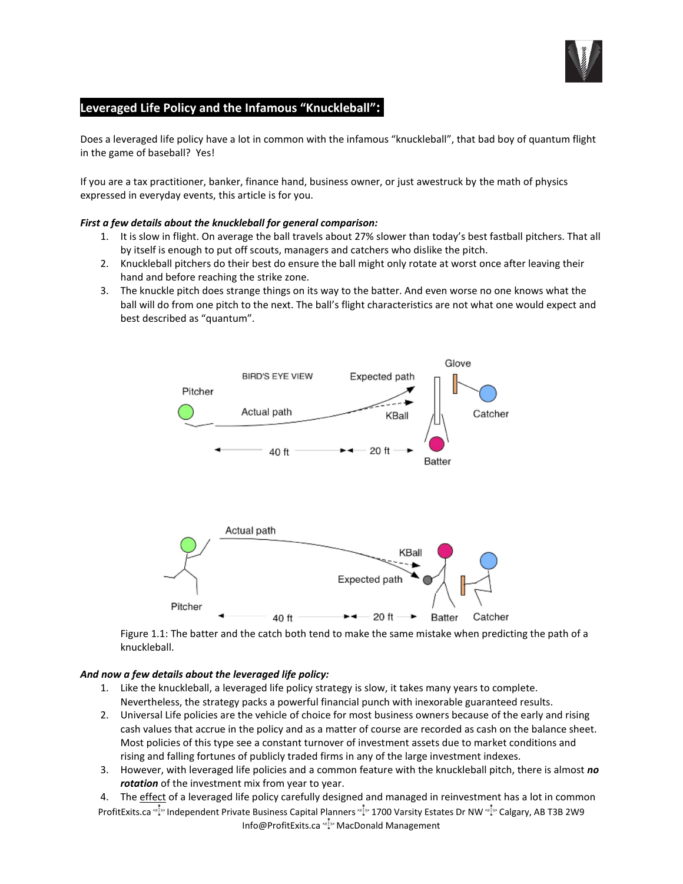## Leveraged Life Policy and the Infamous "Knuckleball":

Does a leveraged life policy have a lot in common with the infamous "knuckleball", that bad boy of quantum flight in the game of baseball? Yes!

If you are a tax practitioner, banker, finance hand, business owner, or just awestruck by the math of physics expressed in everyday events, this article is for you.

***First a few details about the knuckleball for general comparison:***

1. It is slow in flight. On average the ball travels about 27% slower than today's best fastball pitchers. That all by itself is enough to put off scouts, managers and catchers who dislike the pitch.
2. Knuckleball pitchers do their best do ensure the ball might only rotate at worst once after leaving their hand and before reaching the strike zone.
3. The knuckle pitch does strange things on its way to the batter. And even worse no one knows what the ball will do from one pitch to the next. The ball's flight characteristics are not what one would expect and best described as "quantum".

Figure 1.1: The batter and the catch both tend to make the same mistake when predicting the path of a knuckleball.

***And now a few details about the leveraged life policy:***

1. Like the knuckleball, a leveraged life policy strategy is slow, it takes many years to complete. Nevertheless, the strategy packs a powerful financial punch with inexorable guaranteed results.
2. Universal Life policies are the vehicle of choice for most business owners because of the early and rising cash values that accrue in the policy and as a matter of course are recorded as cash on the balance sheet. Most policies of this type see a constant turnover of investment assets due to market conditions and rising and falling fortunes of publicly traded firms in any of the large investment indexes.
3. However, with leveraged life policies and a common feature with the knuckleball pitch, there is almost ***no rotation*** of the investment mix from year to year.
4. The effect of a leveraged life policy carefully designed and managed in reinvestment has a lot in common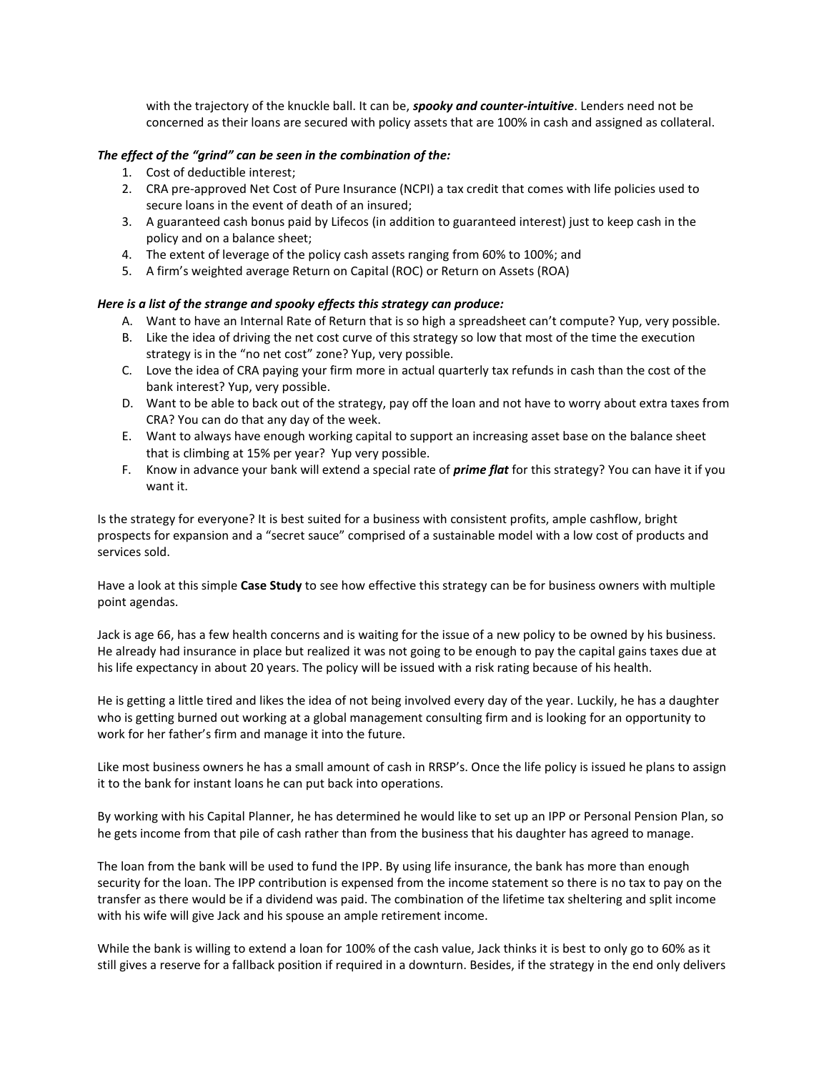with the trajectory of the knuckle ball. It can be, ***spooky and counter-intuitive***. Lenders need not be concerned as their loans are secured with policy assets that are 100% in cash and assigned as collateral.

***The effect of the "grind" can be seen in the combination of the:***

1. Cost of deductible interest;
2. CRA pre-approved Net Cost of Pure Insurance (NCPI) a tax credit that comes with life policies used to secure loans in the event of death of an insured;
3. A guaranteed cash bonus paid by Lifecos (in addition to guaranteed interest) just to keep cash in the policy and on a balance sheet;
4. The extent of leverage of the policy cash assets ranging from 60% to 100%; and
5. A firm's weighted average Return on Capital (ROC) or Return on Assets (ROA)

***Here is a list of the strange and spooky effects this strategy can produce:***

A. Want to have an Internal Rate of Return that is so high a spreadsheet can't compute? Yup, very possible.
B. Like the idea of driving the net cost curve of this strategy so low that most of the time the execution strategy is in the "no net cost" zone? Yup, very possible.
C. Love the idea of CRA paying your firm more in actual quarterly tax refunds in cash than the cost of the bank interest? Yup, very possible.
D. Want to be able to back out of the strategy, pay off the loan and not have to worry about extra taxes from CRA? You can do that any day of the week.
E. Want to always have enough working capital to support an increasing asset base on the balance sheet that is climbing at 15% per year? Yup very possible.
F. Know in advance your bank will extend a special rate of ***prime flat*** for this strategy? You can have it if you want it.

Is the strategy for everyone? It is best suited for a business with consistent profits, ample cashflow, bright prospects for expansion and a "secret sauce" comprised of a sustainable model with a low cost of products and services sold.

Have a look at this simple **Case Study** to see how effective this strategy can be for business owners with multiple point agendas.

Jack is age 66, has a few health concerns and is waiting for the issue of a new policy to be owned by his business. He already had insurance in place but realized it was not going to be enough to pay the capital gains taxes due at his life expectancy in about 20 years. The policy will be issued with a risk rating because of his health.

He is getting a little tired and likes the idea of not being involved every day of the year. Luckily, he has a daughter who is getting burned out working at a global management consulting firm and is looking for an opportunity to work for her father's firm and manage it into the future.

Like most business owners he has a small amount of cash in RRSP's. Once the life policy is issued he plans to assign it to the bank for instant loans he can put back into operations.

By working with his Capital Planner, he has determined he would like to set up an IPP or Personal Pension Plan, so he gets income from that pile of cash rather than from the business that his daughter has agreed to manage.

The loan from the bank will be used to fund the IPP. By using life insurance, the bank has more than enough security for the loan. The IPP contribution is expensed from the income statement so there is no tax to pay on the transfer as there would be if a dividend was paid. The combination of the lifetime tax sheltering and split income with his wife will give Jack and his spouse an ample retirement income.

While the bank is willing to extend a loan for 100% of the cash value, Jack thinks it is best to only go to 60% as it still gives a reserve for a fallback position if required in a downturn. Besides, if the strategy in the end only delivers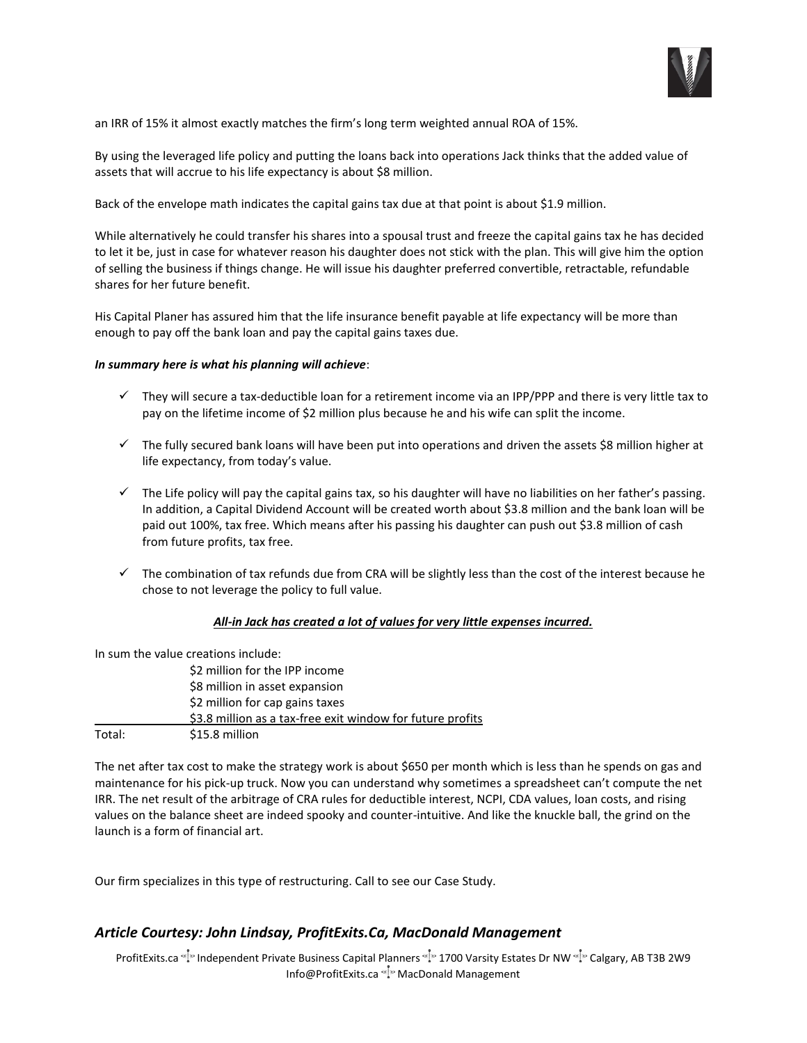an IRR of 15% it almost exactly matches the firm's long term weighted annual ROA of 15%.

By using the leveraged life policy and putting the loans back into operations Jack thinks that the added value of assets that will accrue to his life expectancy is about $8 million.

Back of the envelope math indicates the capital gains tax due at that point is about $1.9 million.

While alternatively he could transfer his shares into a spousal trust and freeze the capital gains tax he has decided to let it be, just in case for whatever reason his daughter does not stick with the plan. This will give him the option of selling the business if things change. He will issue his daughter preferred convertible, retractable, refundable shares for her future benefit.

His Capital Planer has assured him that the life insurance benefit payable at life expectancy will be more than enough to pay off the bank loan and pay the capital gains taxes due.

***In summary here is what his planning will achieve***:

- ✓ They will secure a tax-deductible loan for a retirement income via an IPP/PPP and there is very little tax to pay on the lifetime income of $2 million plus because he and his wife can split the income.
- ✓ The fully secured bank loans will have been put into operations and driven the assets $8 million higher at life expectancy, from today's value.
- ✓ The Life policy will pay the capital gains tax, so his daughter will have no liabilities on her father's passing. In addition, a Capital Dividend Account will be created worth about $3.8 million and the bank loan will be paid out 100%, tax free. Which means after his passing his daughter can push out $3.8 million of cash from future profits, tax free.
- ✓ The combination of tax refunds due from CRA will be slightly less than the cost of the interest because he chose to not leverage the policy to full value.

***<u>All-in Jack has created a lot of values for very little expenses incurred.</u>***

In sum the value creations include:

| | |
|---|---|
| | $2 million for the IPP income |
| | $8 million in asset expansion |
| | $2 million for cap gains taxes |
| | $3.8 million as a tax-free exit window for future profits |
| Total: | $15.8 million |

The net after tax cost to make the strategy work is about $650 per month which is less than he spends on gas and maintenance for his pick-up truck. Now you can understand why sometimes a spreadsheet can't compute the net IRR. The net result of the arbitrage of CRA rules for deductible interest, NCPI, CDA values, loan costs, and rising values on the balance sheet are indeed spooky and counter-intuitive. And like the knuckle ball, the grind on the launch is a form of financial art.

Our firm specializes in this type of restructuring. Call to see our Case Study.

## *Article Courtesy: John Lindsay, ProfitExits.Ca, MacDonald Management*

ProfitExits.ca ◦ Independent Private Business Capital Planners ◦ 1700 Varsity Estates Dr NW ◦ Calgary, AB T3B 2W9
Info@ProfitExits.ca ◦ MacDonald Management